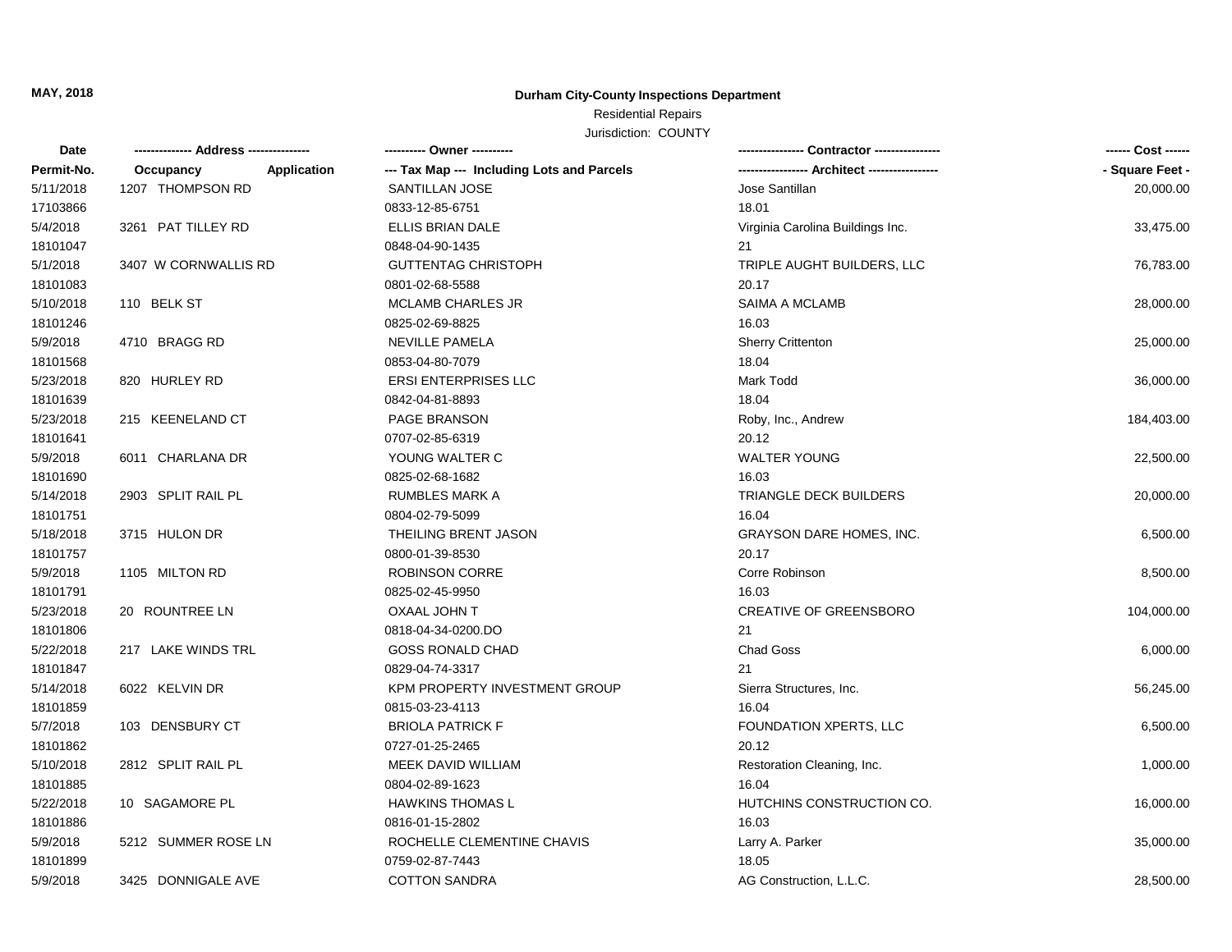**MAY, 2018**

## Durham City-County Inspections Department

Residential Repairs

Jurisdiction: COUNTY

| Date<br>Permit-No. | ------------- Address --------------<br>Occupancy Application | ---------- Owner ----------<br>--- Tax Map --- Including Lots and Parcels | --------------- Contractor ---------------<br>---------------- Architect ---------------- | ------ Cost ------<br>- Square Feet - |
|---|---|---|---|---|
| 5/11/2018<br>17103866 | 1207 THOMPSON RD | SANTILLAN JOSE<br>0833-12-85-6751 | Jose Santillan<br>18.01 | 20,000.00 |
| 5/4/2018<br>18101047 | 3261 PAT TILLEY RD | ELLIS BRIAN DALE<br>0848-04-90-1435 | Virginia Carolina Buildings Inc.<br>21 | 33,475.00 |
| 5/1/2018<br>18101083 | 3407 W CORNWALLIS RD | GUTTENTAG CHRISTOPH<br>0801-02-68-5588 | TRIPLE AUGHT BUILDERS, LLC<br>20.17 | 76,783.00 |
| 5/10/2018<br>18101246 | 110 BELK ST | MCLAMB CHARLES JR<br>0825-02-69-8825 | SAIMA A MCLAMB<br>16.03 | 28,000.00 |
| 5/9/2018<br>18101568 | 4710 BRAGG RD | NEVILLE PAMELA<br>0853-04-80-7079 | Sherry Crittenton<br>18.04 | 25,000.00 |
| 5/23/2018<br>18101639 | 820 HURLEY RD | ERSI ENTERPRISES LLC<br>0842-04-81-8893 | Mark Todd<br>18.04 | 36,000.00 |
| 5/23/2018<br>18101641 | 215 KEENELAND CT | PAGE BRANSON<br>0707-02-85-6319 | Roby, Inc., Andrew<br>20.12 | 184,403.00 |
| 5/9/2018<br>18101690 | 6011 CHARLANA DR | YOUNG WALTER C<br>0825-02-68-1682 | WALTER YOUNG<br>16.03 | 22,500.00 |
| 5/14/2018<br>18101751 | 2903 SPLIT RAIL PL | RUMBLES MARK A<br>0804-02-79-5099 | TRIANGLE DECK BUILDERS<br>16.04 | 20,000.00 |
| 5/18/2018<br>18101757 | 3715 HULON DR | THEILING BRENT JASON<br>0800-01-39-8530 | GRAYSON DARE HOMES, INC.<br>20.17 | 6,500.00 |
| 5/9/2018<br>18101791 | 1105 MILTON RD | ROBINSON CORRE<br>0825-02-45-9950 | Corre Robinson<br>16.03 | 8,500.00 |
| 5/23/2018<br>18101806 | 20 ROUNTREE LN | OXAAL JOHN T<br>0818-04-34-0200.DO | CREATIVE OF GREENSBORO<br>21 | 104,000.00 |
| 5/22/2018<br>18101847 | 217 LAKE WINDS TRL | GOSS RONALD CHAD<br>0829-04-74-3317 | Chad Goss<br>21 | 6,000.00 |
| 5/14/2018<br>18101859 | 6022 KELVIN DR | KPM PROPERTY INVESTMENT GROUP<br>0815-03-23-4113 | Sierra Structures, Inc.<br>16.04 | 56,245.00 |
| 5/7/2018<br>18101862 | 103 DENSBURY CT | BRIOLA PATRICK F<br>0727-01-25-2465 | FOUNDATION XPERTS, LLC<br>20.12 | 6,500.00 |
| 5/10/2018<br>18101885 | 2812 SPLIT RAIL PL | MEEK DAVID WILLIAM<br>0804-02-89-1623 | Restoration Cleaning, Inc.<br>16.04 | 1,000.00 |
| 5/22/2018<br>18101886 | 10 SAGAMORE PL | HAWKINS THOMAS L<br>0816-01-15-2802 | HUTCHINS CONSTRUCTION CO.<br>16.03 | 16,000.00 |
| 5/9/2018<br>18101899 | 5212 SUMMER ROSE LN | ROCHELLE CLEMENTINE CHAVIS<br>0759-02-87-7443 | Larry A. Parker<br>18.05 | 35,000.00 |
| 5/9/2018 | 3425 DONNIGALE AVE | COTTON SANDRA | AG Construction, L.L.C. | 28,500.00 |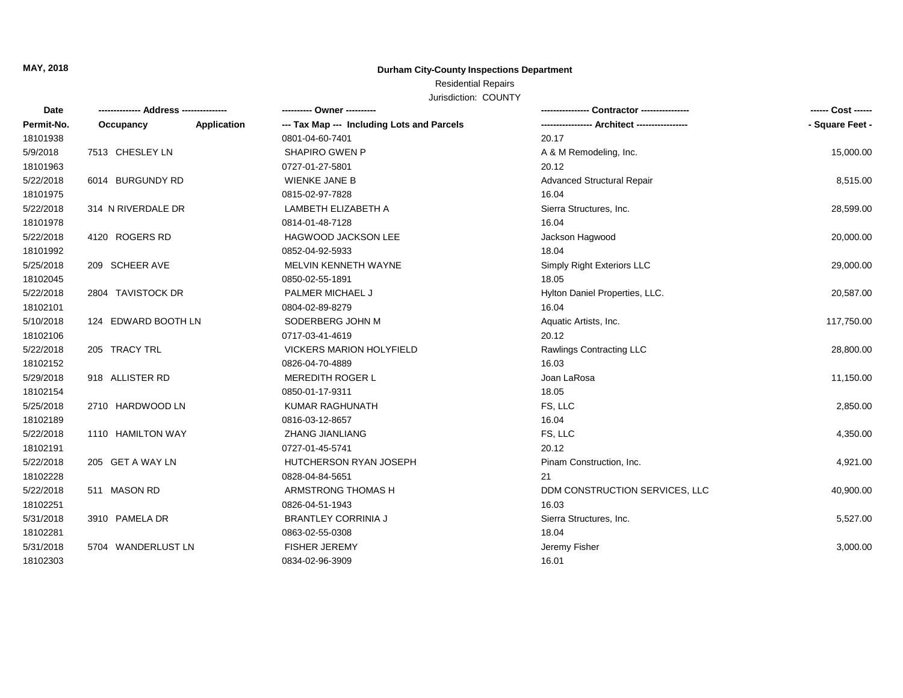MAY, 2018

**Durham City-County Inspections Department**

Residential Repairs

Jurisdiction: COUNTY

| Date | -------------- Address -------------- | ---------- Owner ---------- | ---------------- Contractor ---------------- | ------ Cost ------ |
|---|---|---|---|---|
| Permit-No. | Occupancy Application | --- Tax Map --- Including Lots and Parcels | ----------------- Architect ----------------- | - Square Feet - |
| 18101938 | | 0801-04-60-7401 | 20.17 | |
| 5/9/2018 | 7513 CHESLEY LN | SHAPIRO GWEN P | A & M Remodeling, Inc. | 15,000.00 |
| 18101963 | | 0727-01-27-5801 | 20.12 | |
| 5/22/2018 | 6014 BURGUNDY RD | WIENKE JANE B | Advanced Structural Repair | 8,515.00 |
| 18101975 | | 0815-02-97-7828 | 16.04 | |
| 5/22/2018 | 314 N RIVERDALE DR | LAMBETH ELIZABETH A | Sierra Structures, Inc. | 28,599.00 |
| 18101978 | | 0814-01-48-7128 | 16.04 | |
| 5/22/2018 | 4120 ROGERS RD | HAGWOOD JACKSON LEE | Jackson Hagwood | 20,000.00 |
| 18101992 | | 0852-04-92-5933 | 18.04 | |
| 5/25/2018 | 209 SCHEER AVE | MELVIN KENNETH WAYNE | Simply Right Exteriors LLC | 29,000.00 |
| 18102045 | | 0850-02-55-1891 | 18.05 | |
| 5/22/2018 | 2804 TAVISTOCK DR | PALMER MICHAEL J | Hylton Daniel Properties, LLC. | 20,587.00 |
| 18102101 | | 0804-02-89-8279 | 16.04 | |
| 5/10/2018 | 124 EDWARD BOOTH LN | SODERBERG JOHN M | Aquatic Artists, Inc. | 117,750.00 |
| 18102106 | | 0717-03-41-4619 | 20.12 | |
| 5/22/2018 | 205 TRACY TRL | VICKERS MARION HOLYFIELD | Rawlings Contracting LLC | 28,800.00 |
| 18102152 | | 0826-04-70-4889 | 16.03 | |
| 5/29/2018 | 918 ALLISTER RD | MEREDITH ROGER L | Joan LaRosa | 11,150.00 |
| 18102154 | | 0850-01-17-9311 | 18.05 | |
| 5/25/2018 | 2710 HARDWOOD LN | KUMAR RAGHUNATH | FS, LLC | 2,850.00 |
| 18102189 | | 0816-03-12-8657 | 16.04 | |
| 5/22/2018 | 1110 HAMILTON WAY | ZHANG JIANLIANG | FS, LLC | 4,350.00 |
| 18102191 | | 0727-01-45-5741 | 20.12 | |
| 5/22/2018 | 205 GET A WAY LN | HUTCHERSON RYAN JOSEPH | Pinam Construction, Inc. | 4,921.00 |
| 18102228 | | 0828-04-84-5651 | 21 | |
| 5/22/2018 | 511 MASON RD | ARMSTRONG THOMAS H | DDM CONSTRUCTION SERVICES, LLC | 40,900.00 |
| 18102251 | | 0826-04-51-1943 | 16.03 | |
| 5/31/2018 | 3910 PAMELA DR | BRANTLEY CORRINIA J | Sierra Structures, Inc. | 5,527.00 |
| 18102281 | | 0863-02-55-0308 | 18.04 | |
| 5/31/2018 | 5704 WANDERLUST LN | FISHER JEREMY | Jeremy Fisher | 3,000.00 |
| 18102303 | | 0834-02-96-3909 | 16.01 | |